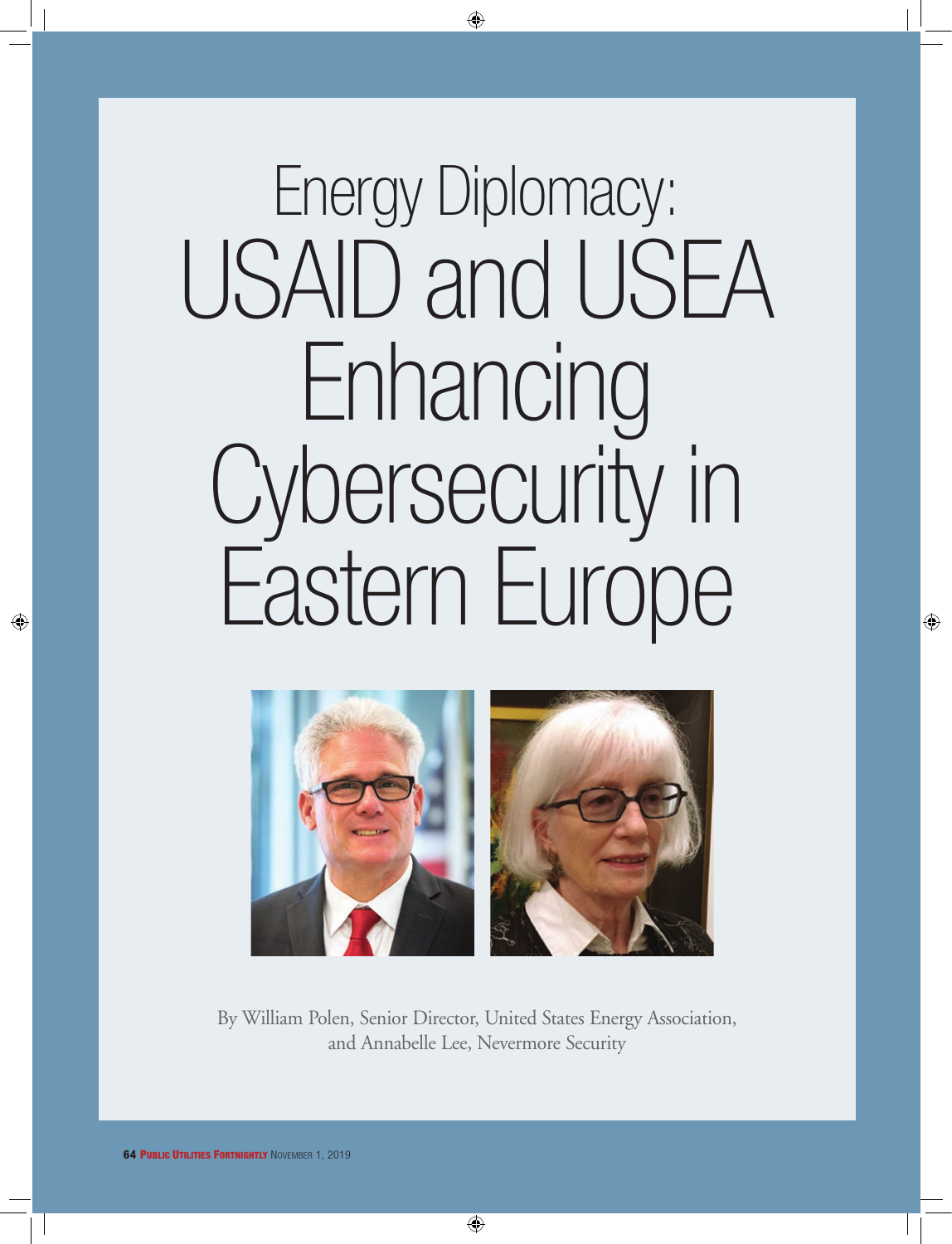# Energy Diplomacy: USAID and USEA Enhancing Cybersecurity in Eastern Europe

By William Polen, Senior Director, United States Energy Association, and Annabelle Lee, Nevermore Security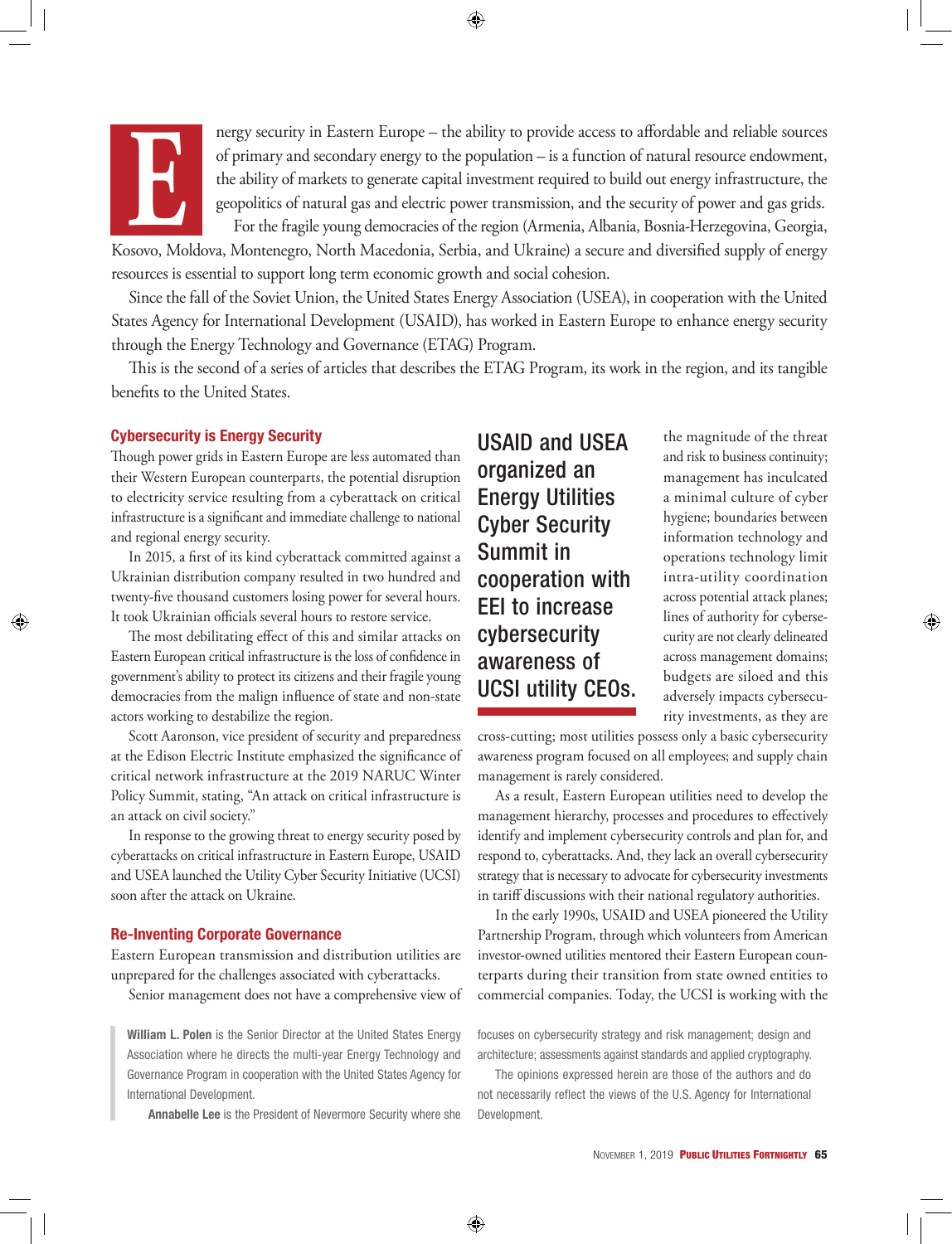Energy security in Eastern Europe – the ability to provide access to affordable and reliable sources of primary and secondary energy to the population – is a function of natural resource endowment, the ability of markets to generate capital investment required to build out energy infrastructure, the geopolitics of natural gas and electric power transmission, and the security of power and gas grids.

For the fragile young democracies of the region (Armenia, Albania, Bosnia-Herzegovina, Georgia, Kosovo, Moldova, Montenegro, North Macedonia, Serbia, and Ukraine) a secure and diversified supply of energy resources is essential to support long term economic growth and social cohesion.

Since the fall of the Soviet Union, the United States Energy Association (USEA), in cooperation with the United States Agency for International Development (USAID), has worked in Eastern Europe to enhance energy security through the Energy Technology and Governance (ETAG) Program.

This is the second of a series of articles that describes the ETAG Program, its work in the region, and its tangible benefits to the United States.

## Cybersecurity is Energy Security

Though power grids in Eastern Europe are less automated than their Western European counterparts, the potential disruption to electricity service resulting from a cyberattack on critical infrastructure is a significant and immediate challenge to national and regional energy security.

In 2015, a first of its kind cyberattack committed against a Ukrainian distribution company resulted in two hundred and twenty-five thousand customers losing power for several hours. It took Ukrainian officials several hours to restore service.

The most debilitating effect of this and similar attacks on Eastern European critical infrastructure is the loss of confidence in government's ability to protect its citizens and their fragile young democracies from the malign influence of state and non-state actors working to destabilize the region.

Scott Aaronson, vice president of security and preparedness at the Edison Electric Institute emphasized the significance of critical network infrastructure at the 2019 NARUC Winter Policy Summit, stating, "An attack on critical infrastructure is an attack on civil society."

In response to the growing threat to energy security posed by cyberattacks on critical infrastructure in Eastern Europe, USAID and USEA launched the Utility Cyber Security Initiative (UCSI) soon after the attack on Ukraine.

## Re-Inventing Corporate Governance

Eastern European transmission and distribution utilities are unprepared for the challenges associated with cyberattacks.

Senior management does not have a comprehensive view of the magnitude of the threat and risk to business continuity; management has inculcated a minimal culture of cyber hygiene; boundaries between information technology and operations technology limit intra-utility coordination across potential attack planes; lines of authority for cybersecurity are not clearly delineated across management domains; budgets are siloed and this adversely impacts cybersecurity investments, as they are cross-cutting; most utilities possess only a basic cybersecurity awareness program focused on all employees; and supply chain management is rarely considered.

> **USAID and USEA organized an Energy Utilities Cyber Security Summit in cooperation with EEI to increase cybersecurity awareness of UCSI utility CEOs.**

As a result, Eastern European utilities need to develop the management hierarchy, processes and procedures to effectively identify and implement cybersecurity controls and plan for, and respond to, cyberattacks. And, they lack an overall cybersecurity strategy that is necessary to advocate for cybersecurity investments in tariff discussions with their national regulatory authorities.

In the early 1990s, USAID and USEA pioneered the Utility Partnership Program, through which volunteers from American investor-owned utilities mentored their Eastern European counterparts during their transition from state owned entities to commercial companies. Today, the UCSI is working with the

**William L. Polen** is the Senior Director at the United States Energy Association where he directs the multi-year Energy Technology and Governance Program in cooperation with the United States Agency for International Development.

**Annabelle Lee** is the President of Nevermore Security where she focuses on cybersecurity strategy and risk management; design and architecture; assessments against standards and applied cryptography.

The opinions expressed herein are those of the authors and do not necessarily reflect the views of the U.S. Agency for International Development.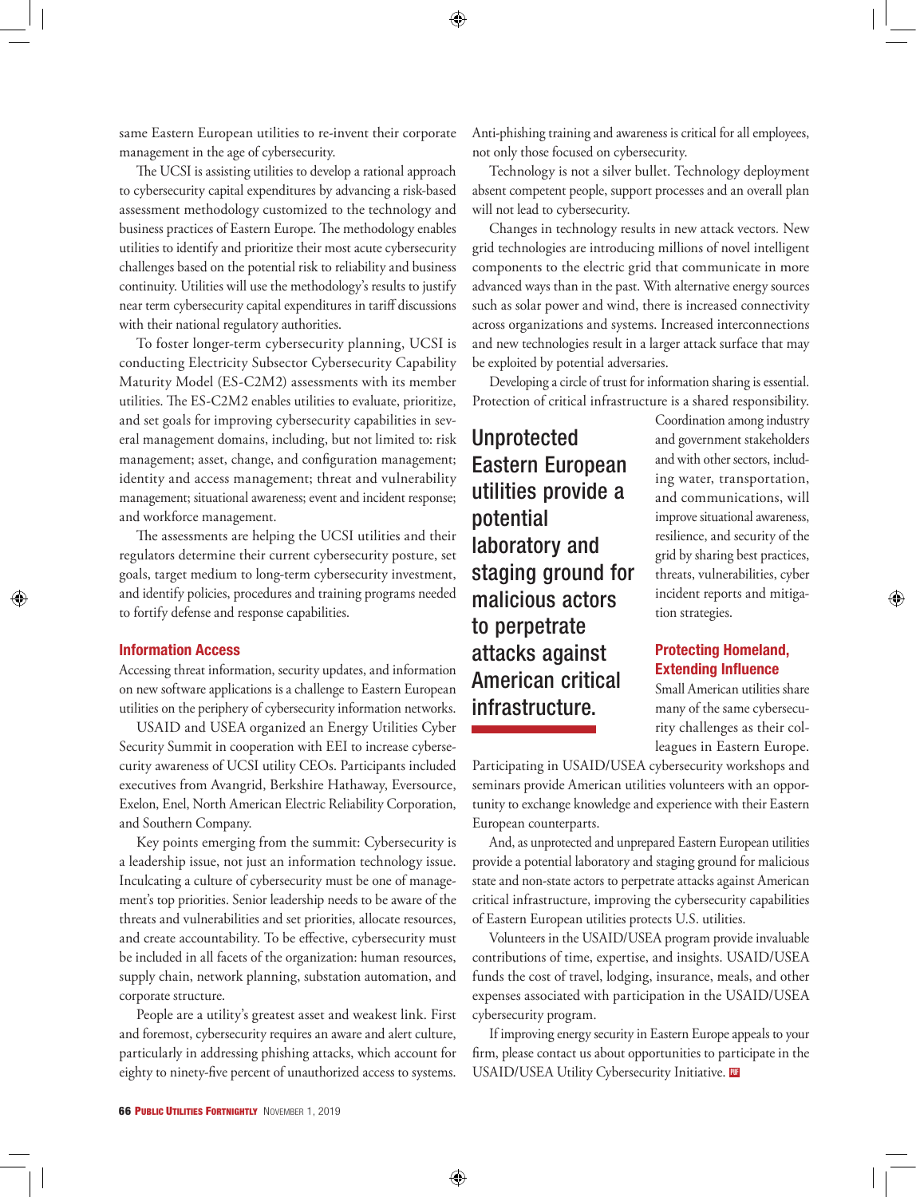same Eastern European utilities to re-invent their corporate management in the age of cybersecurity.

The UCSI is assisting utilities to develop a rational approach to cybersecurity capital expenditures by advancing a risk-based assessment methodology customized to the technology and business practices of Eastern Europe. The methodology enables utilities to identify and prioritize their most acute cybersecurity challenges based on the potential risk to reliability and business continuity. Utilities will use the methodology's results to justify near term cybersecurity capital expenditures in tariff discussions with their national regulatory authorities.

To foster longer-term cybersecurity planning, UCSI is conducting Electricity Subsector Cybersecurity Capability Maturity Model (ES-C2M2) assessments with its member utilities. The ES-C2M2 enables utilities to evaluate, prioritize, and set goals for improving cybersecurity capabilities in several management domains, including, but not limited to: risk management; asset, change, and configuration management; identity and access management; threat and vulnerability management; situational awareness; event and incident response; and workforce management.

The assessments are helping the UCSI utilities and their regulators determine their current cybersecurity posture, set goals, target medium to long-term cybersecurity investment, and identify policies, procedures and training programs needed to fortify defense and response capabilities.

## Information Access

Accessing threat information, security updates, and information on new software applications is a challenge to Eastern European utilities on the periphery of cybersecurity information networks.

USAID and USEA organized an Energy Utilities Cyber Security Summit in cooperation with EEI to increase cybersecurity awareness of UCSI utility CEOs. Participants included executives from Avangrid, Berkshire Hathaway, Eversource, Exelon, Enel, North American Electric Reliability Corporation, and Southern Company.

Key points emerging from the summit: Cybersecurity is a leadership issue, not just an information technology issue. Inculcating a culture of cybersecurity must be one of management's top priorities. Senior leadership needs to be aware of the threats and vulnerabilities and set priorities, allocate resources, and create accountability. To be effective, cybersecurity must be included in all facets of the organization: human resources, supply chain, network planning, substation automation, and corporate structure.

People are a utility's greatest asset and weakest link. First and foremost, cybersecurity requires an aware and alert culture, particularly in addressing phishing attacks, which account for eighty to ninety-five percent of unauthorized access to systems. Anti-phishing training and awareness is critical for all employees, not only those focused on cybersecurity.

Technology is not a silver bullet. Technology deployment absent competent people, support processes and an overall plan will not lead to cybersecurity.

Changes in technology results in new attack vectors. New grid technologies are introducing millions of novel intelligent components to the electric grid that communicate in more advanced ways than in the past. With alternative energy sources such as solar power and wind, there is increased connectivity across organizations and systems. Increased interconnections and new technologies result in a larger attack surface that may be exploited by potential adversaries.

Developing a circle of trust for information sharing is essential. Protection of critical infrastructure is a shared responsibility. Coordination among industry and government stakeholders and with other sectors, including water, transportation, and communications, will improve situational awareness, resilience, and security of the grid by sharing best practices, threats, vulnerabilities, cyber incident reports and mitigation strategies.

> **Unprotected Eastern European utilities provide a potential laboratory and staging ground for malicious actors to perpetrate attacks against American critical infrastructure.**

## Protecting Homeland, Extending Influence

Small American utilities share many of the same cybersecurity challenges as their colleagues in Eastern Europe. Participating in USAID/USEA cybersecurity workshops and seminars provide American utilities volunteers with an opportunity to exchange knowledge and experience with their Eastern European counterparts.

And, as unprotected and unprepared Eastern European utilities provide a potential laboratory and staging ground for malicious state and non-state actors to perpetrate attacks against American critical infrastructure, improving the cybersecurity capabilities of Eastern European utilities protects U.S. utilities.

Volunteers in the USAID/USEA program provide invaluable contributions of time, expertise, and insights. USAID/USEA funds the cost of travel, lodging, insurance, meals, and other expenses associated with participation in the USAID/USEA cybersecurity program.

If improving energy security in Eastern Europe appeals to your firm, please contact us about opportunities to participate in the USAID/USEA Utility Cybersecurity Initiative.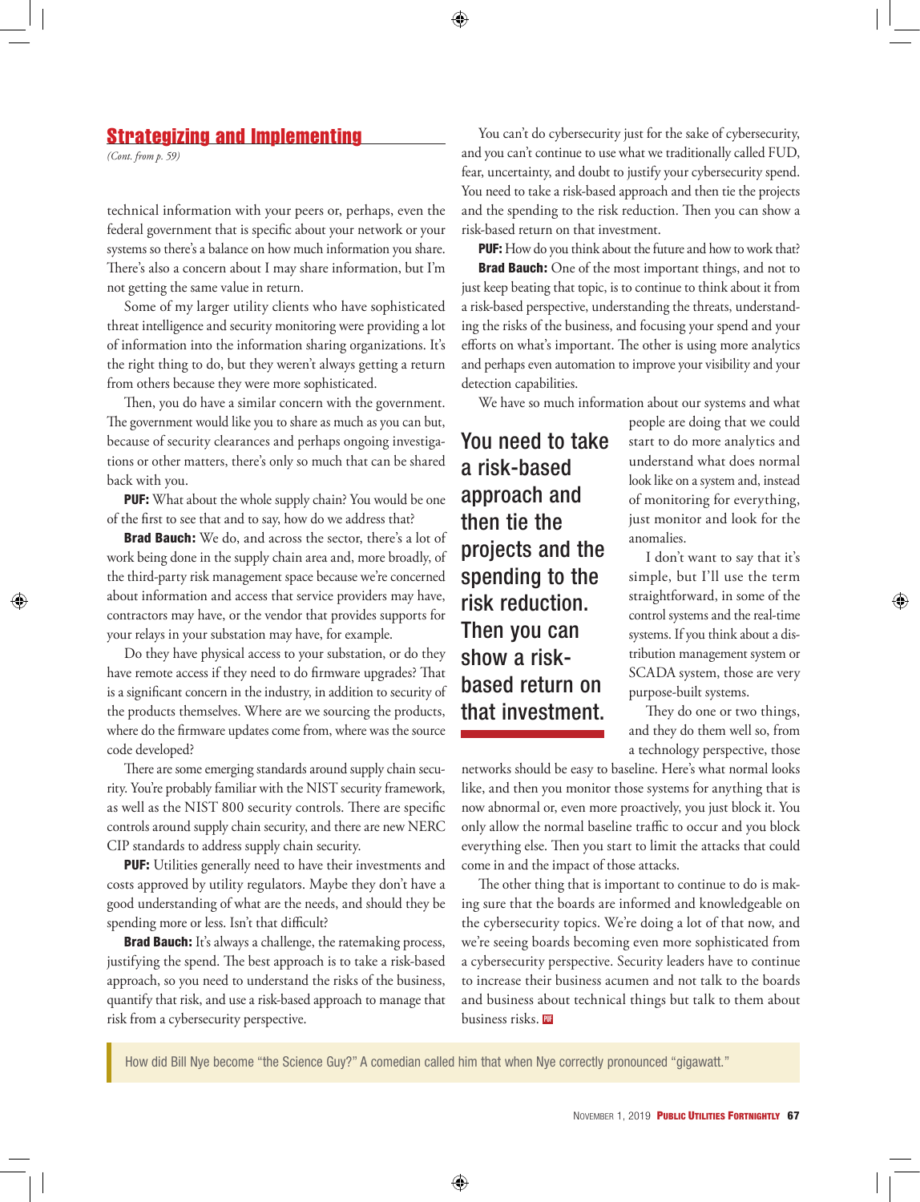## Strategizing and Implementing

*(Cont. from p. 59)*

technical information with your peers or, perhaps, even the federal government that is specific about your network or your systems so there's a balance on how much information you share. There's also a concern about I may share information, but I'm not getting the same value in return.

Some of my larger utility clients who have sophisticated threat intelligence and security monitoring were providing a lot of information into the information sharing organizations. It's the right thing to do, but they weren't always getting a return from others because they were more sophisticated.

Then, you do have a similar concern with the government. The government would like you to share as much as you can but, because of security clearances and perhaps ongoing investigations or other matters, there's only so much that can be shared back with you.

**PUF:** What about the whole supply chain? You would be one of the first to see that and to say, how do we address that?

**Brad Bauch:** We do, and across the sector, there's a lot of work being done in the supply chain area and, more broadly, of the third-party risk management space because we're concerned about information and access that service providers may have, contractors may have, or the vendor that provides supports for your relays in your substation may have, for example.

Do they have physical access to your substation, or do they have remote access if they need to do firmware upgrades? That is a significant concern in the industry, in addition to security of the products themselves. Where are we sourcing the products, where do the firmware updates come from, where was the source code developed?

There are some emerging standards around supply chain security. You're probably familiar with the NIST security framework, as well as the NIST 800 security controls. There are specific controls around supply chain security, and there are new NERC CIP standards to address supply chain security.

**PUF:** Utilities generally need to have their investments and costs approved by utility regulators. Maybe they don't have a good understanding of what are the needs, and should they be spending more or less. Isn't that difficult?

**Brad Bauch:** It's always a challenge, the ratemaking process, justifying the spend. The best approach is to take a risk-based approach, so you need to understand the risks of the business, quantify that risk, and use a risk-based approach to manage that risk from a cybersecurity perspective.

You can't do cybersecurity just for the sake of cybersecurity, and you can't continue to use what we traditionally called FUD, fear, uncertainty, and doubt to justify your cybersecurity spend. You need to take a risk-based approach and then tie the projects and the spending to the risk reduction. Then you can show a risk-based return on that investment.

**PUF:** How do you think about the future and how to work that?

**Brad Bauch:** One of the most important things, and not to just keep beating that topic, is to continue to think about it from a risk-based perspective, understanding the threats, understanding the risks of the business, and focusing your spend and your efforts on what's important. The other is using more analytics and perhaps even automation to improve your visibility and your detection capabilities.

We have so much information about our systems and what people are doing that we could start to do more analytics and understand what does normal look like on a system and, instead of monitoring for everything, just monitor and look for the anomalies.

> **You need to take a risk-based approach and then tie the projects and the spending to the risk reduction. Then you can show a risk-based return on that investment.**

I don't want to say that it's simple, but I'll use the term straightforward, in some of the control systems and the real-time systems. If you think about a distribution management system or SCADA system, those are very purpose-built systems.

They do one or two things, and they do them well so, from a technology perspective, those networks should be easy to baseline. Here's what normal looks like, and then you monitor those systems for anything that is now abnormal or, even more proactively, you just block it. You only allow the normal baseline traffic to occur and you block everything else. Then you start to limit the attacks that could come in and the impact of those attacks.

The other thing that is important to continue to do is making sure that the boards are informed and knowledgeable on the cybersecurity topics. We're doing a lot of that now, and we're seeing boards becoming even more sophisticated from a cybersecurity perspective. Security leaders have to continue to increase their business acumen and not talk to the boards and business about technical things but talk to them about business risks.

---

How did Bill Nye become "the Science Guy?" A comedian called him that when Nye correctly pronounced "gigawatt."